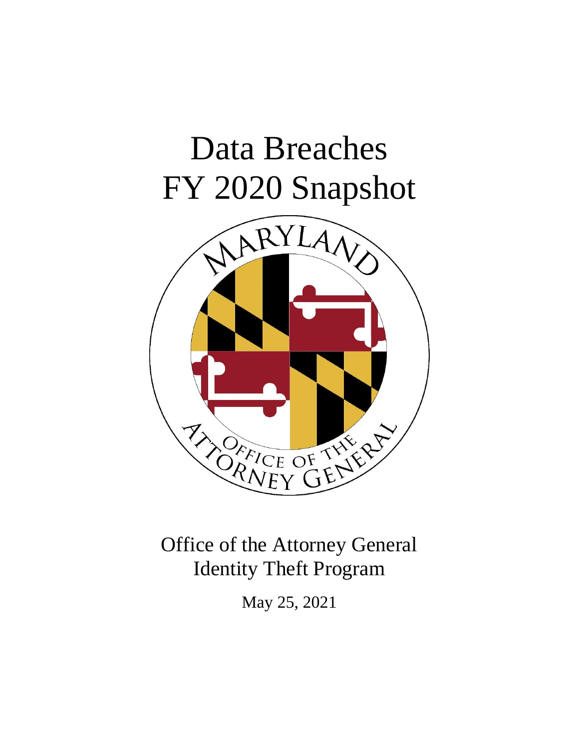# Data Breaches
# FY 2020 Snapshot

Office of the Attorney General
Identity Theft Program

May 25, 2021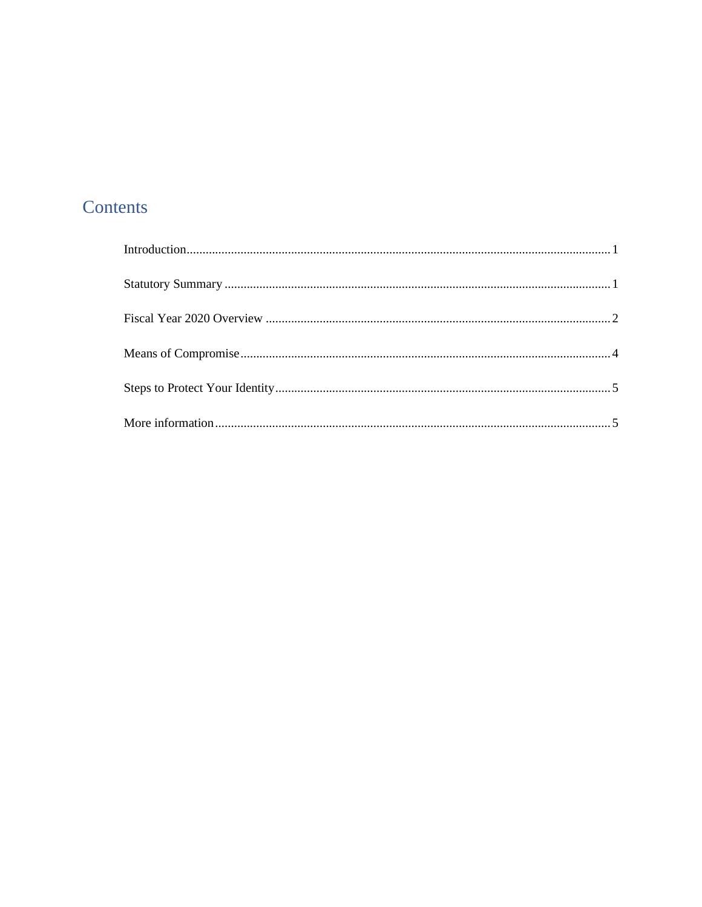# Contents

Introduction.......................................................................................................................... 1

Statutory Summary .............................................................................................................. 1

Fiscal Year 2020 Overview ................................................................................................. 2

Means of Compromise......................................................................................................... 4

Steps to Protect Your Identity.............................................................................................. 5

More information................................................................................................................. 5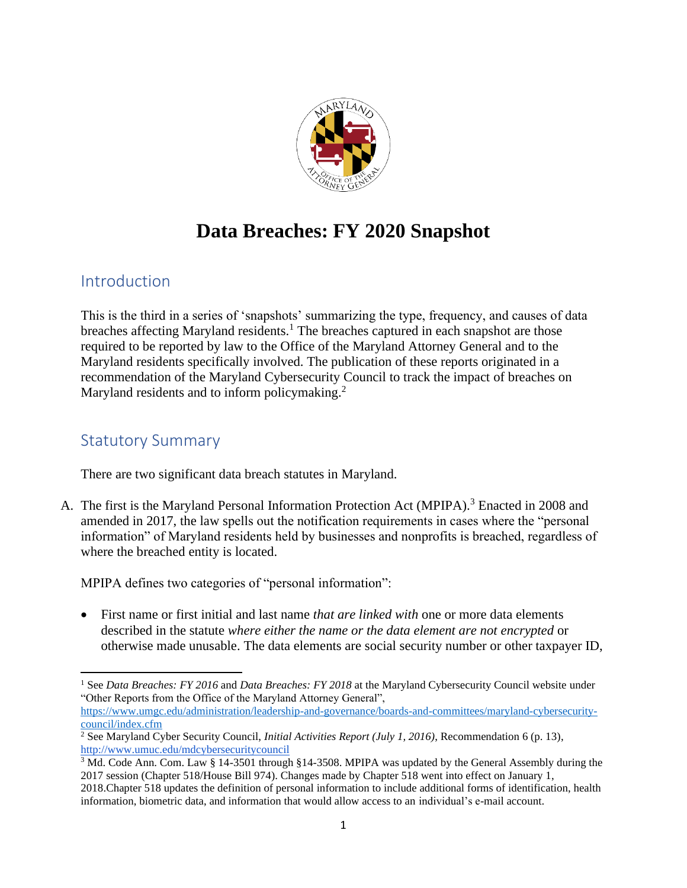# Data Breaches: FY 2020 Snapshot

## Introduction

This is the third in a series of 'snapshots' summarizing the type, frequency, and causes of data breaches affecting Maryland residents.[1] The breaches captured in each snapshot are those required to be reported by law to the Office of the Maryland Attorney General and to the Maryland residents specifically involved. The publication of these reports originated in a recommendation of the Maryland Cybersecurity Council to track the impact of breaches on Maryland residents and to inform policymaking.[2]

## Statutory Summary

There are two significant data breach statutes in Maryland.

A. The first is the Maryland Personal Information Protection Act (MPIPA).[3] Enacted in 2008 and amended in 2017, the law spells out the notification requirements in cases where the "personal information" of Maryland residents held by businesses and nonprofits is breached, regardless of where the breached entity is located.

MPIPA defines two categories of "personal information":

- First name or first initial and last name *that are linked with* one or more data elements described in the statute *where either the name or the data element are not encrypted* or otherwise made unusable. The data elements are social security number or other taxpayer ID,

---

[1] See *Data Breaches: FY 2016* and *Data Breaches: FY 2018* at the Maryland Cybersecurity Council website under "Other Reports from the Office of the Maryland Attorney General", https://www.umgc.edu/administration/leadership-and-governance/boards-and-committees/maryland-cybersecurity-council/index.cfm

[2] See Maryland Cyber Security Council, *Initial Activities Report (July 1, 2016)*, Recommendation 6 (p. 13), http://www.umuc.edu/mdcybersecuritycouncil

[3] Md. Code Ann. Com. Law § 14-3501 through §14-3508. MPIPA was updated by the General Assembly during the 2017 session (Chapter 518/House Bill 974). Changes made by Chapter 518 went into effect on January 1, 2018.Chapter 518 updates the definition of personal information to include additional forms of identification, health information, biometric data, and information that would allow access to an individual's e-mail account.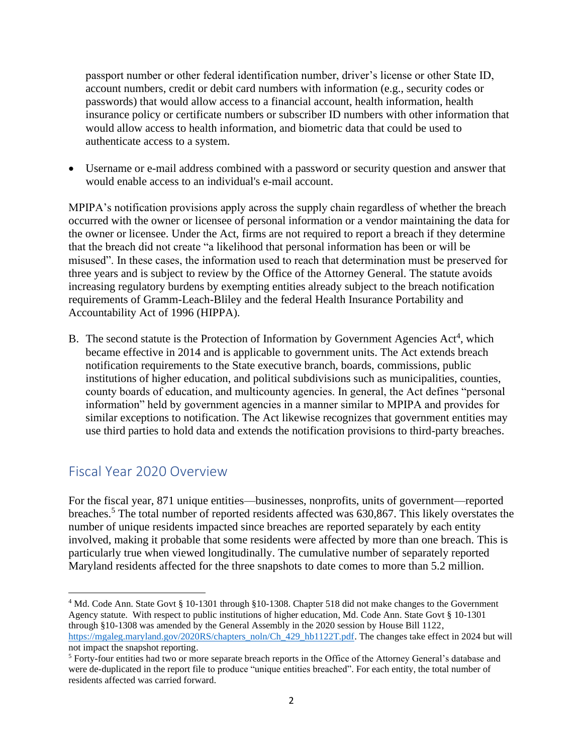passport number or other federal identification number, driver's license or other State ID, account numbers, credit or debit card numbers with information (e.g., security codes or passwords) that would allow access to a financial account, health information, health insurance policy or certificate numbers or subscriber ID numbers with other information that would allow access to health information, and biometric data that could be used to authenticate access to a system.

- Username or e-mail address combined with a password or security question and answer that would enable access to an individual's e-mail account.

MPIPA's notification provisions apply across the supply chain regardless of whether the breach occurred with the owner or licensee of personal information or a vendor maintaining the data for the owner or licensee. Under the Act, firms are not required to report a breach if they determine that the breach did not create "a likelihood that personal information has been or will be misused". In these cases, the information used to reach that determination must be preserved for three years and is subject to review by the Office of the Attorney General. The statute avoids increasing regulatory burdens by exempting entities already subject to the breach notification requirements of Gramm-Leach-Bliley and the federal Health Insurance Portability and Accountability Act of 1996 (HIPPA).

B. The second statute is the Protection of Information by Government Agencies Act[4], which became effective in 2014 and is applicable to government units. The Act extends breach notification requirements to the State executive branch, boards, commissions, public institutions of higher education, and political subdivisions such as municipalities, counties, county boards of education, and multicounty agencies. In general, the Act defines "personal information" held by government agencies in a manner similar to MPIPA and provides for similar exceptions to notification. The Act likewise recognizes that government entities may use third parties to hold data and extends the notification provisions to third-party breaches.

## Fiscal Year 2020 Overview

For the fiscal year, 871 unique entities—businesses, nonprofits, units of government—reported breaches.[5] The total number of reported residents affected was 630,867. This likely overstates the number of unique residents impacted since breaches are reported separately by each entity involved, making it probable that some residents were affected by more than one breach. This is particularly true when viewed longitudinally. The cumulative number of separately reported Maryland residents affected for the three snapshots to date comes to more than 5.2 million.

---

[4] Md. Code Ann. State Govt § 10-1301 through §10-1308. Chapter 518 did not make changes to the Government Agency statute. With respect to public institutions of higher education, Md. Code Ann. State Govt § 10-1301 through §10-1308 was amended by the General Assembly in the 2020 session by House Bill 1122, https://mgaleg.maryland.gov/2020RS/chapters_noln/Ch_429_hb1122T.pdf. The changes take effect in 2024 but will not impact the snapshot reporting.

[5] Forty-four entities had two or more separate breach reports in the Office of the Attorney General's database and were de-duplicated in the report file to produce "unique entities breached". For each entity, the total number of residents affected was carried forward.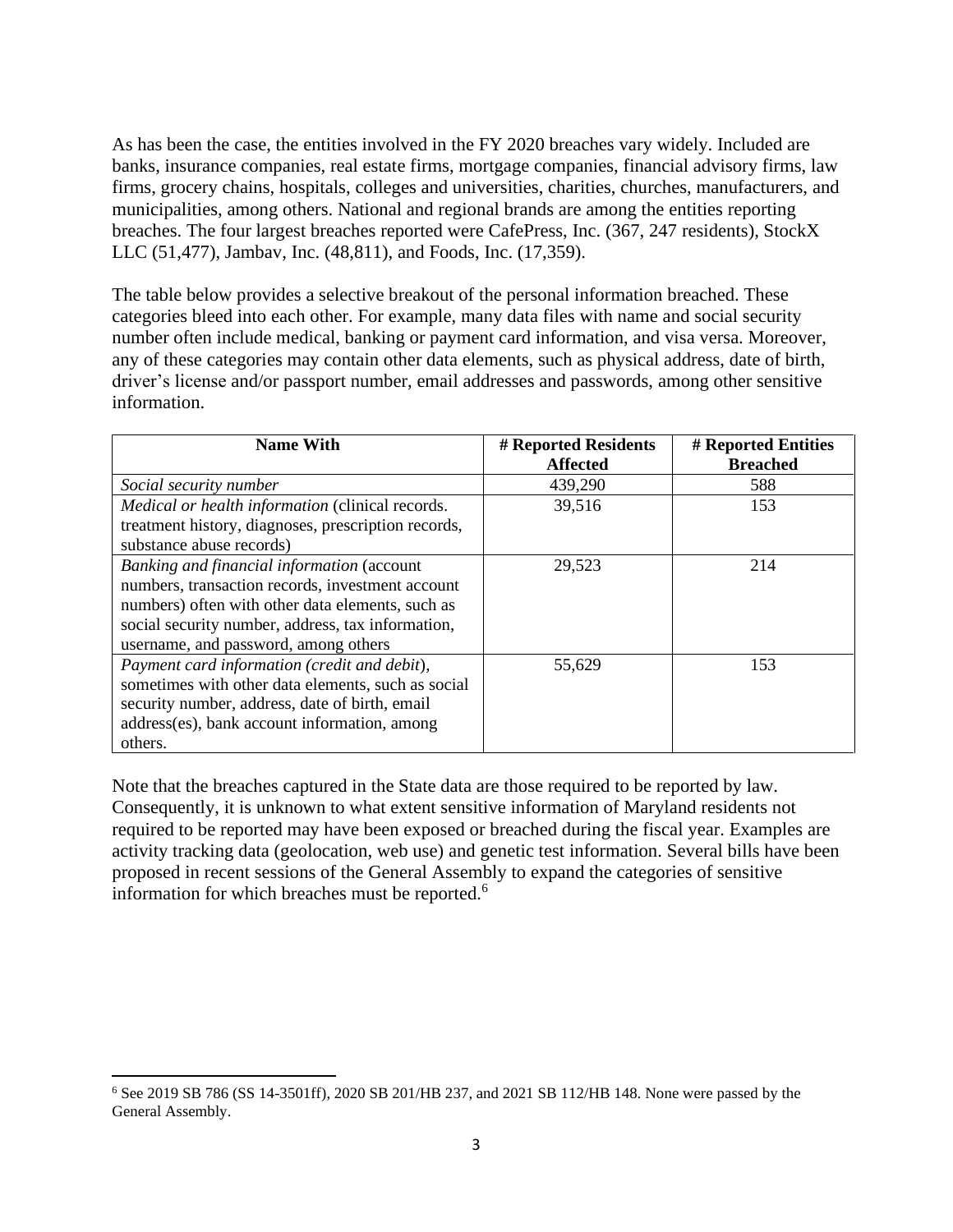As has been the case, the entities involved in the FY 2020 breaches vary widely. Included are banks, insurance companies, real estate firms, mortgage companies, financial advisory firms, law firms, grocery chains, hospitals, colleges and universities, charities, churches, manufacturers, and municipalities, among others. National and regional brands are among the entities reporting breaches. The four largest breaches reported were CafePress, Inc. (367, 247 residents), StockX LLC (51,477), Jambav, Inc. (48,811), and Foods, Inc. (17,359).

The table below provides a selective breakout of the personal information breached. These categories bleed into each other. For example, many data files with name and social security number often include medical, banking or payment card information, and visa versa. Moreover, any of these categories may contain other data elements, such as physical address, date of birth, driver's license and/or passport number, email addresses and passwords, among other sensitive information.

| **Name With** | **# Reported Residents Affected** | **# Reported Entities Breached** |
|---|---|---|
| *Social security number* | 439,290 | 588 |
| *Medical or health information* (clinical records. treatment history, diagnoses, prescription records, substance abuse records) | 39,516 | 153 |
| *Banking and financial information* (account numbers, transaction records, investment account numbers) often with other data elements, such as social security number, address, tax information, username, and password, among others | 29,523 | 214 |
| *Payment card information (credit and debit*), sometimes with other data elements, such as social security number, address, date of birth, email address(es), bank account information, among others. | 55,629 | 153 |

Note that the breaches captured in the State data are those required to be reported by law. Consequently, it is unknown to what extent sensitive information of Maryland residents not required to be reported may have been exposed or breached during the fiscal year. Examples are activity tracking data (geolocation, web use) and genetic test information. Several bills have been proposed in recent sessions of the General Assembly to expand the categories of sensitive information for which breaches must be reported.[6]

[6] See 2019 SB 786 (SS 14-3501ff), 2020 SB 201/HB 237, and 2021 SB 112/HB 148. None were passed by the General Assembly.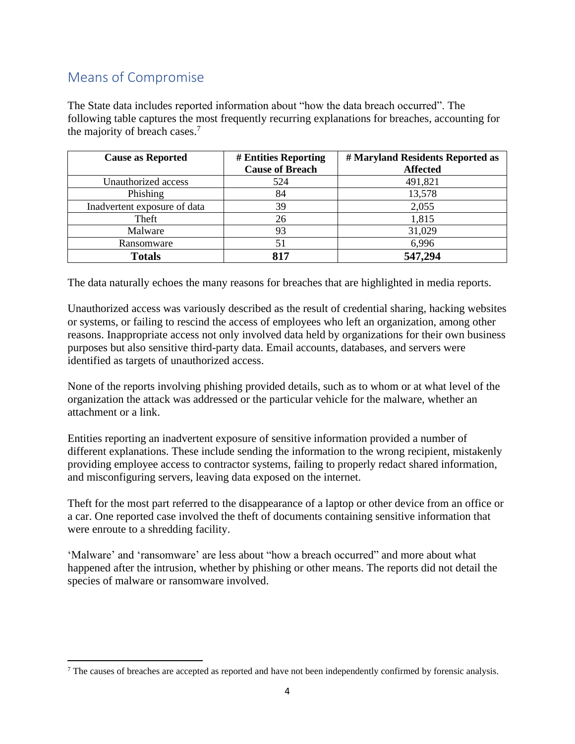## Means of Compromise

The State data includes reported information about "how the data breach occurred". The following table captures the most frequently recurring explanations for breaches, accounting for the majority of breach cases.[7]

| Cause as Reported | # Entities Reporting Cause of Breach | # Maryland Residents Reported as Affected |
|---|---|---|
| Unauthorized access | 524 | 491,821 |
| Phishing | 84 | 13,578 |
| Inadvertent exposure of data | 39 | 2,055 |
| Theft | 26 | 1,815 |
| Malware | 93 | 31,029 |
| Ransomware | 51 | 6,996 |
| **Totals** | **817** | **547,294** |

The data naturally echoes the many reasons for breaches that are highlighted in media reports.

Unauthorized access was variously described as the result of credential sharing, hacking websites or systems, or failing to rescind the access of employees who left an organization, among other reasons. Inappropriate access not only involved data held by organizations for their own business purposes but also sensitive third-party data. Email accounts, databases, and servers were identified as targets of unauthorized access.

None of the reports involving phishing provided details, such as to whom or at what level of the organization the attack was addressed or the particular vehicle for the malware, whether an attachment or a link.

Entities reporting an inadvertent exposure of sensitive information provided a number of different explanations. These include sending the information to the wrong recipient, mistakenly providing employee access to contractor systems, failing to properly redact shared information, and misconfiguring servers, leaving data exposed on the internet.

Theft for the most part referred to the disappearance of a laptop or other device from an office or a car. One reported case involved the theft of documents containing sensitive information that were enroute to a shredding facility.

'Malware' and 'ransomware' are less about "how a breach occurred" and more about what happened after the intrusion, whether by phishing or other means. The reports did not detail the species of malware or ransomware involved.

[7] The causes of breaches are accepted as reported and have not been independently confirmed by forensic analysis.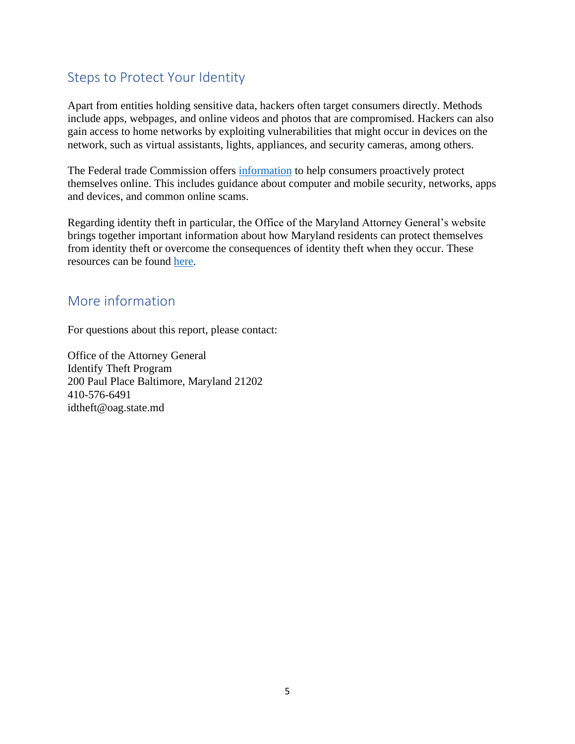## Steps to Protect Your Identity

Apart from entities holding sensitive data, hackers often target consumers directly. Methods include apps, webpages, and online videos and photos that are compromised. Hackers can also gain access to home networks by exploiting vulnerabilities that might occur in devices on the network, such as virtual assistants, lights, appliances, and security cameras, among others.

The Federal trade Commission offers information to help consumers proactively protect themselves online. This includes guidance about computer and mobile security, networks, apps and devices, and common online scams.

Regarding identity theft in particular, the Office of the Maryland Attorney General's website brings together important information about how Maryland residents can protect themselves from identity theft or overcome the consequences of identity theft when they occur. These resources can be found here.

## More information

For questions about this report, please contact:

Office of the Attorney General
Identify Theft Program
200 Paul Place Baltimore, Maryland 21202
410-576-6491
idtheft@oag.state.md